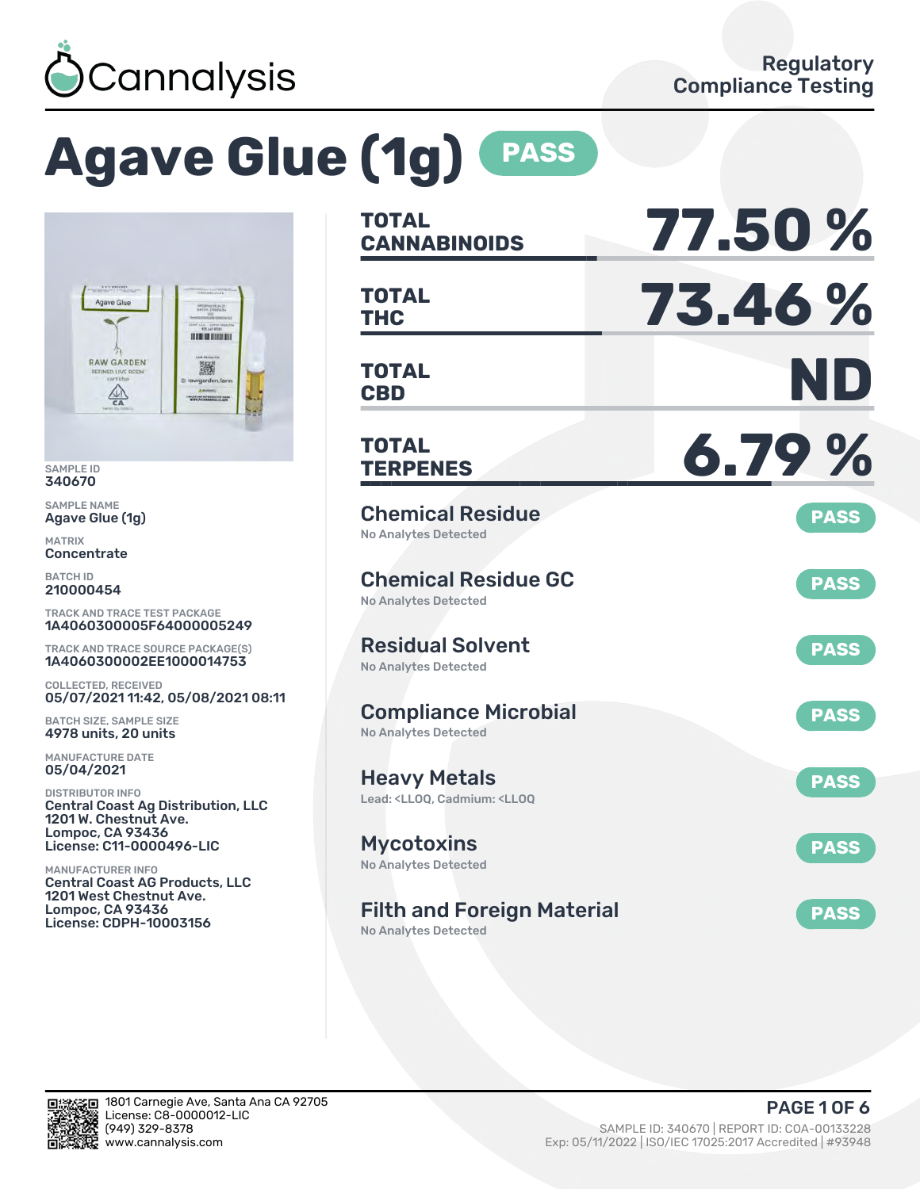Cannalysis

Regulatory Compliance Testing

# Agave Glue (1g) PASS

SAMPLE ID
340670

SAMPLE NAME
Agave Glue (1g)

MATRIX
Concentrate

BATCH ID
210000454

TRACK AND TRACE TEST PACKAGE
1A4060300005F64000005249

TRACK AND TRACE SOURCE PACKAGE(S)
1A4060300002EE1000014753

COLLECTED, RECEIVED
05/07/2021 11:42, 05/08/2021 08:11

BATCH SIZE, SAMPLE SIZE
4978 units, 20 units

MANUFACTURE DATE
05/04/2021

DISTRIBUTOR INFO
Central Coast Ag Distribution, LLC
1201 W. Chestnut Ave.
Lompoc, CA 93436
License: C11-0000496-LIC

MANUFACTURER INFO
Central Coast AG Products, LLC
1201 West Chestnut Ave.
Lompoc, CA 93436
License: CDPH-10003156

| | |
|---|---|
| **TOTAL CANNABINOIDS** | **77.50 %** |
| **TOTAL THC** | **73.46 %** |
| **TOTAL CBD** | **ND** |
| **TOTAL TERPENES** | **6.79 %** |

| Test | Result | Status |
|---|---|---|
| Chemical Residue | No Analytes Detected | PASS |
| Chemical Residue GC | No Analytes Detected | PASS |
| Residual Solvent | No Analytes Detected | PASS |
| Compliance Microbial | No Analytes Detected | PASS |
| Heavy Metals | Lead: <LLOQ, Cadmium: <LLOQ | PASS |
| Mycotoxins | No Analytes Detected | PASS |
| Filth and Foreign Material | No Analytes Detected | PASS |

1801 Carnegie Ave, Santa Ana CA 92705
License: C8-0000012-LIC
(949) 329-8378
www.cannalysis.com

SAMPLE ID: 340670 | REPORT ID: COA-00133228
Exp: 05/11/2022 | ISO/IEC 17025:2017 Accredited | #93948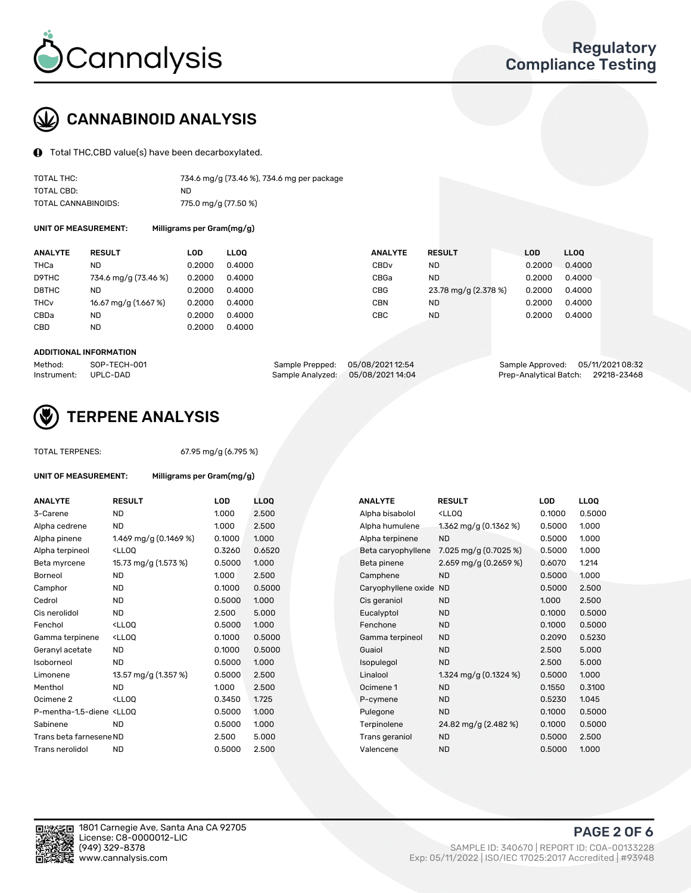# CANNABINOID ANALYSIS

Total THC,CBD value(s) have been decarboxylated.

| | |
|---|---|
| TOTAL THC: | 734.6 mg/g (73.46 %), 734.6 mg per package |
| TOTAL CBD: | ND |
| TOTAL CANNABINOIDS: | 775.0 mg/g (77.50 %) |

**UNIT OF MEASUREMENT:** Milligrams per Gram(mg/g)

| ANALYTE | RESULT | LOD | LLOQ | ANALYTE | RESULT | LOD | LLOQ |
|---|---|---|---|---|---|---|---|
| THCa | ND | 0.2000 | 0.4000 | CBDv | ND | 0.2000 | 0.4000 |
| D9THC | 734.6 mg/g (73.46 %) | 0.2000 | 0.4000 | CBGa | ND | 0.2000 | 0.4000 |
| D8THC | ND | 0.2000 | 0.4000 | CBG | 23.78 mg/g (2.378 %) | 0.2000 | 0.4000 |
| THCv | 16.67 mg/g (1.667 %) | 0.2000 | 0.4000 | CBN | ND | 0.2000 | 0.4000 |
| CBDa | ND | 0.2000 | 0.4000 | CBC | ND | 0.2000 | 0.4000 |
| CBD | ND | 0.2000 | 0.4000 | | | | |

**ADDITIONAL INFORMATION**

| | | | | | |
|---|---|---|---|---|---|
| Method: | SOP-TECH-001 | Sample Prepped: | 05/08/2021 12:54 | Sample Approved: | 05/11/2021 08:32 |
| Instrument: | UPLC-DAD | Sample Analyzed: | 05/08/2021 14:04 | Prep-Analytical Batch: | 29218-23468 |

# TERPENE ANALYSIS

TOTAL TERPENES: 67.95 mg/g (6.795 %)

**UNIT OF MEASUREMENT:** Milligrams per Gram(mg/g)

| ANALYTE | RESULT | LOD | LLOQ | ANALYTE | RESULT | LOD | LLOQ |
|---|---|---|---|---|---|---|---|
| 3-Carene | ND | 1.000 | 2.500 | Alpha bisabolol | <LLOQ | 0.1000 | 0.5000 |
| Alpha cedrene | ND | 1.000 | 2.500 | Alpha humulene | 1.362 mg/g (0.1362 %) | 0.5000 | 1.000 |
| Alpha pinene | 1.469 mg/g (0.1469 %) | 0.1000 | 1.000 | Alpha terpinene | ND | 0.5000 | 1.000 |
| Alpha terpineol | <LLOQ | 0.3260 | 0.6520 | Beta caryophyllene | 7.025 mg/g (0.7025 %) | 0.5000 | 1.000 |
| Beta myrcene | 15.73 mg/g (1.573 %) | 0.5000 | 1.000 | Beta pinene | 2.659 mg/g (0.2659 %) | 0.6070 | 1.214 |
| Borneol | ND | 1.000 | 2.500 | Camphene | ND | 0.5000 | 1.000 |
| Camphor | ND | 0.1000 | 0.5000 | Caryophyllene oxide | ND | 0.5000 | 2.500 |
| Cedrol | ND | 0.5000 | 1.000 | Cis geraniol | ND | 1.000 | 2.500 |
| Cis nerolidol | ND | 2.500 | 5.000 | Eucalyptol | ND | 0.1000 | 0.5000 |
| Fenchol | <LLOQ | 0.5000 | 1.000 | Fenchone | ND | 0.1000 | 0.5000 |
| Gamma terpinene | <LLOQ | 0.1000 | 0.5000 | Gamma terpineol | ND | 0.2090 | 0.5230 |
| Geranyl acetate | ND | 0.1000 | 0.5000 | Guaiol | ND | 2.500 | 5.000 |
| Isoborneol | ND | 0.5000 | 1.000 | Isopulegol | ND | 2.500 | 5.000 |
| Limonene | 13.57 mg/g (1.357 %) | 0.5000 | 2.500 | Linalool | 1.324 mg/g (0.1324 %) | 0.5000 | 1.000 |
| Menthol | ND | 1.000 | 2.500 | Ocimene 1 | ND | 0.1550 | 0.3100 |
| Ocimene 2 | <LLOQ | 0.3450 | 1.725 | P-cymene | ND | 0.5230 | 1.045 |
| P-mentha-1,5-diene | <LLOQ | 0.5000 | 1.000 | Pulegone | ND | 0.1000 | 0.5000 |
| Sabinene | ND | 0.5000 | 1.000 | Terpinolene | 24.82 mg/g (2.482 %) | 0.1000 | 0.5000 |
| Trans beta farnesene | ND | 2.500 | 5.000 | Trans geraniol | ND | 0.5000 | 2.500 |
| Trans nerolidol | ND | 0.5000 | 2.500 | Valencene | ND | 0.5000 | 1.000 |

1801 Carnegie Ave, Santa Ana CA 92705
License: C8-0000012-LIC
(949) 329-8378
www.cannalysis.com

SAMPLE ID: 340670 | REPORT ID: COA-00133228
Exp: 05/11/2022 | ISO/IEC 17025:2017 Accredited | #93948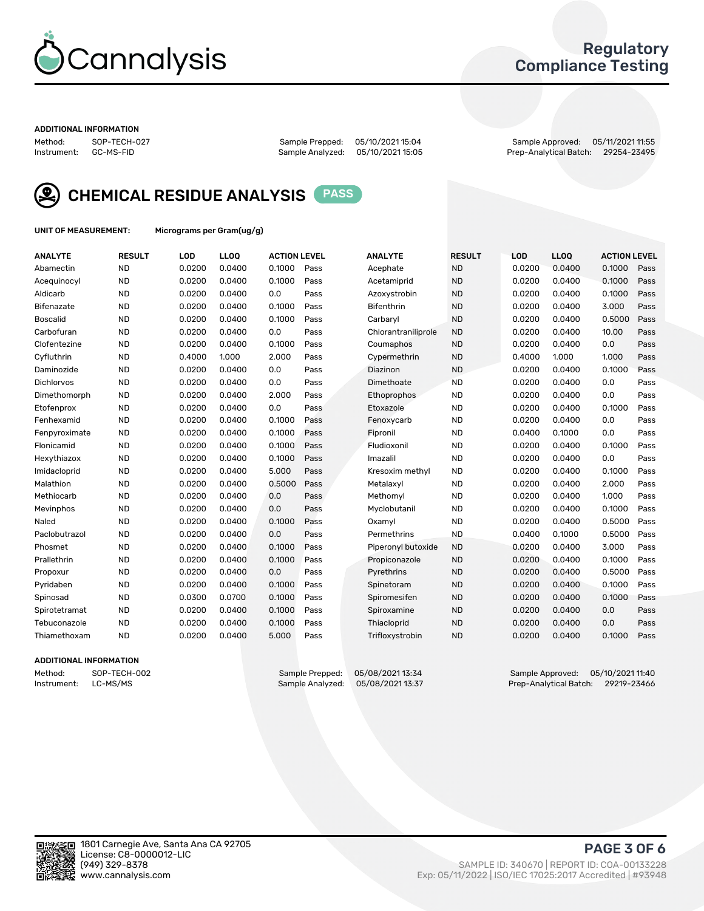# Cannalysis

## Regulatory Compliance Testing

**ADDITIONAL INFORMATION**

Method: SOP-TECH-027 | Sample Prepped: 05/10/2021 15:04 | Sample Approved: 05/11/2021 11:55
Instrument: GC-MS-FID | Sample Analyzed: 05/10/2021 15:05 | Prep-Analytical Batch: 29254-23495

## CHEMICAL RESIDUE ANALYSIS — PASS

**UNIT OF MEASUREMENT:** Micrograms per Gram(ug/g)

| ANALYTE | RESULT | LOD | LLOQ | ACTION LEVEL | | ANALYTE | RESULT | LOD | LLOQ | ACTION LEVEL | |
|---|---|---|---|---|---|---|---|---|---|---|---|
| Abamectin | ND | 0.0200 | 0.0400 | 0.1000 | Pass | Acephate | ND | 0.0200 | 0.0400 | 0.1000 | Pass |
| Acequinocyl | ND | 0.0200 | 0.0400 | 0.1000 | Pass | Acetamiprid | ND | 0.0200 | 0.0400 | 0.1000 | Pass |
| Aldicarb | ND | 0.0200 | 0.0400 | 0.0 | Pass | Azoxystrobin | ND | 0.0200 | 0.0400 | 0.1000 | Pass |
| Bifenazate | ND | 0.0200 | 0.0400 | 0.1000 | Pass | Bifenthrin | ND | 0.0200 | 0.0400 | 3.000 | Pass |
| Boscalid | ND | 0.0200 | 0.0400 | 0.1000 | Pass | Carbaryl | ND | 0.0200 | 0.0400 | 0.5000 | Pass |
| Carbofuran | ND | 0.0200 | 0.0400 | 0.0 | Pass | Chlorantraniliprole | ND | 0.0200 | 0.0400 | 10.00 | Pass |
| Clofentezine | ND | 0.0200 | 0.0400 | 0.1000 | Pass | Coumaphos | ND | 0.0200 | 0.0400 | 0.0 | Pass |
| Cyfluthrin | ND | 0.4000 | 1.000 | 2.000 | Pass | Cypermethrin | ND | 0.4000 | 1.000 | 1.000 | Pass |
| Daminozide | ND | 0.0200 | 0.0400 | 0.0 | Pass | Diazinon | ND | 0.0200 | 0.0400 | 0.1000 | Pass |
| Dichlorvos | ND | 0.0200 | 0.0400 | 0.0 | Pass | Dimethoate | ND | 0.0200 | 0.0400 | 0.0 | Pass |
| Dimethomorph | ND | 0.0200 | 0.0400 | 2.000 | Pass | Ethoprophos | ND | 0.0200 | 0.0400 | 0.0 | Pass |
| Etofenprox | ND | 0.0200 | 0.0400 | 0.0 | Pass | Etoxazole | ND | 0.0200 | 0.0400 | 0.1000 | Pass |
| Fenhexamid | ND | 0.0200 | 0.0400 | 0.1000 | Pass | Fenoxycarb | ND | 0.0200 | 0.0400 | 0.0 | Pass |
| Fenpyroximate | ND | 0.0200 | 0.0400 | 0.1000 | Pass | Fipronil | ND | 0.0400 | 0.1000 | 0.0 | Pass |
| Flonicamid | ND | 0.0200 | 0.0400 | 0.1000 | Pass | Fludioxonil | ND | 0.0200 | 0.0400 | 0.1000 | Pass |
| Hexythiazox | ND | 0.0200 | 0.0400 | 0.1000 | Pass | Imazalil | ND | 0.0200 | 0.0400 | 0.0 | Pass |
| Imidacloprid | ND | 0.0200 | 0.0400 | 5.000 | Pass | Kresoxim methyl | ND | 0.0200 | 0.0400 | 0.1000 | Pass |
| Malathion | ND | 0.0200 | 0.0400 | 0.5000 | Pass | Metalaxyl | ND | 0.0200 | 0.0400 | 2.000 | Pass |
| Methiocarb | ND | 0.0200 | 0.0400 | 0.0 | Pass | Methomyl | ND | 0.0200 | 0.0400 | 1.000 | Pass |
| Mevinphos | ND | 0.0200 | 0.0400 | 0.0 | Pass | Myclobutanil | ND | 0.0200 | 0.0400 | 0.1000 | Pass |
| Naled | ND | 0.0200 | 0.0400 | 0.1000 | Pass | Oxamyl | ND | 0.0200 | 0.0400 | 0.5000 | Pass |
| Paclobutrazol | ND | 0.0200 | 0.0400 | 0.0 | Pass | Permethrins | ND | 0.0400 | 0.1000 | 0.5000 | Pass |
| Phosmet | ND | 0.0200 | 0.0400 | 0.1000 | Pass | Piperonyl butoxide | ND | 0.0200 | 0.0400 | 3.000 | Pass |
| Prallethrin | ND | 0.0200 | 0.0400 | 0.1000 | Pass | Propiconazole | ND | 0.0200 | 0.0400 | 0.1000 | Pass |
| Propoxur | ND | 0.0200 | 0.0400 | 0.0 | Pass | Pyrethrins | ND | 0.0200 | 0.0400 | 0.5000 | Pass |
| Pyridaben | ND | 0.0200 | 0.0400 | 0.1000 | Pass | Spinetoram | ND | 0.0200 | 0.0400 | 0.1000 | Pass |
| Spinosad | ND | 0.0300 | 0.0700 | 0.1000 | Pass | Spiromesifen | ND | 0.0200 | 0.0400 | 0.1000 | Pass |
| Spirotetramat | ND | 0.0200 | 0.0400 | 0.1000 | Pass | Spiroxamine | ND | 0.0200 | 0.0400 | 0.0 | Pass |
| Tebuconazole | ND | 0.0200 | 0.0400 | 0.1000 | Pass | Thiacloprid | ND | 0.0200 | 0.0400 | 0.0 | Pass |
| Thiamethoxam | ND | 0.0200 | 0.0400 | 5.000 | Pass | Trifloxystrobin | ND | 0.0200 | 0.0400 | 0.1000 | Pass |

**ADDITIONAL INFORMATION**

Method: SOP-TECH-002 | Sample Prepped: 05/08/2021 13:34 | Sample Approved: 05/10/2021 11:40
Instrument: LC-MS/MS | Sample Analyzed: 05/08/2021 13:37 | Prep-Analytical Batch: 29219-23466

1801 Carnegie Ave, Santa Ana CA 92705
License: C8-0000012-LIC
(949) 329-8378
www.cannalysis.com

SAMPLE ID: 340670 | REPORT ID: COA-00133228
Exp: 05/11/2022 | ISO/IEC 17025:2017 Accredited | #93948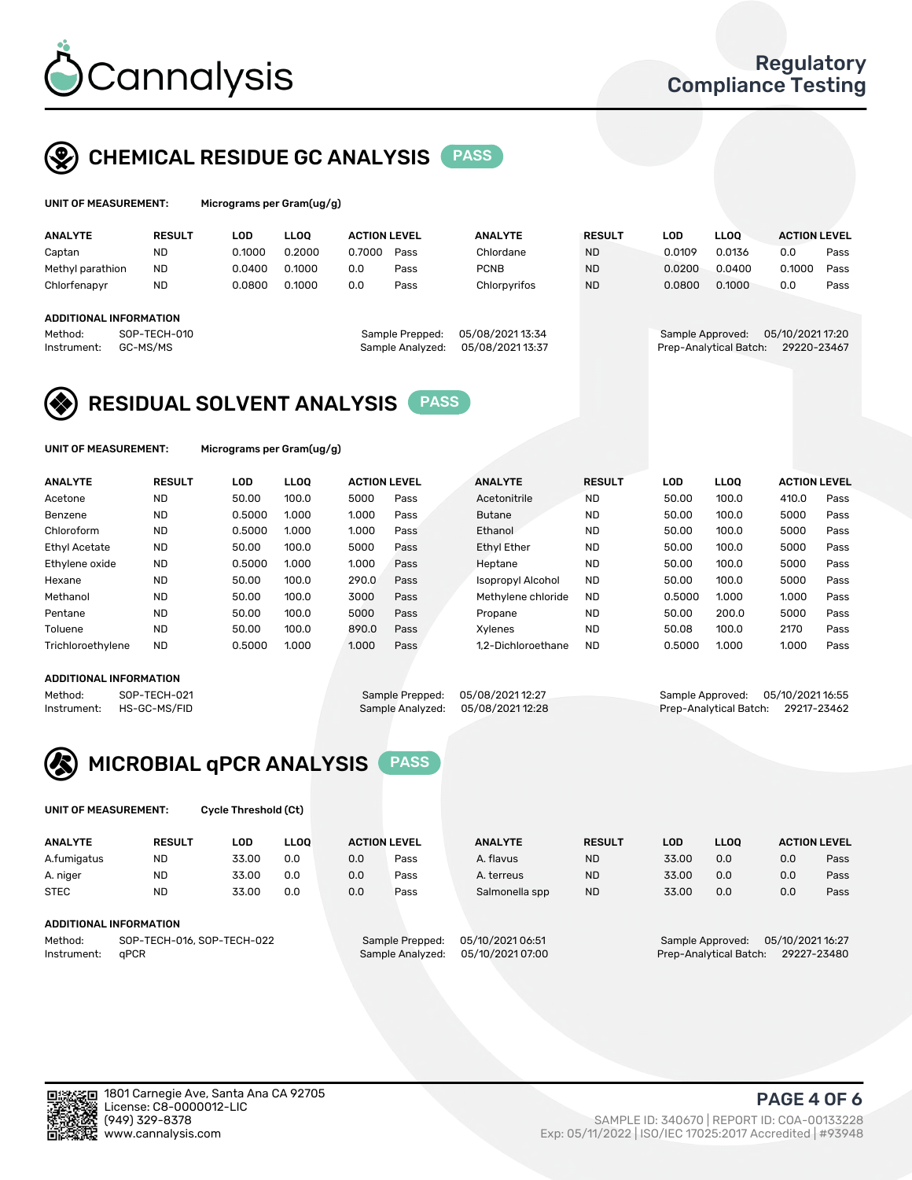Regulatory Compliance Testing

## CHEMICAL RESIDUE GC ANALYSIS PASS

**UNIT OF MEASUREMENT:** Micrograms per Gram(ug/g)

| ANALYTE | RESULT | LOD | LLOQ | ACTION LEVEL | | ANALYTE | RESULT | LOD | LLOQ | ACTION LEVEL | |
|---|---|---|---|---|---|---|---|---|---|---|---|
| Captan | ND | 0.1000 | 0.2000 | 0.7000 | Pass | Chlordane | ND | 0.0109 | 0.0136 | 0.0 | Pass |
| Methyl parathion | ND | 0.0400 | 0.1000 | 0.0 | Pass | PCNB | ND | 0.0200 | 0.0400 | 0.1000 | Pass |
| Chlorfenapyr | ND | 0.0800 | 0.1000 | 0.0 | Pass | Chlorpyrifos | ND | 0.0800 | 0.1000 | 0.0 | Pass |

**ADDITIONAL INFORMATION**

Method: SOP-TECH-010
Instrument: GC-MS/MS
Sample Prepped: 05/08/2021 13:34
Sample Analyzed: 05/08/2021 13:37
Sample Approved: 05/10/2021 17:20
Prep-Analytical Batch: 29220-23467

## RESIDUAL SOLVENT ANALYSIS PASS

**UNIT OF MEASUREMENT:** Micrograms per Gram(ug/g)

| ANALYTE | RESULT | LOD | LLOQ | ACTION LEVEL | | ANALYTE | RESULT | LOD | LLOQ | ACTION LEVEL | |
|---|---|---|---|---|---|---|---|---|---|---|---|
| Acetone | ND | 50.00 | 100.0 | 5000 | Pass | Acetonitrile | ND | 50.00 | 100.0 | 410.0 | Pass |
| Benzene | ND | 0.5000 | 1.000 | 1.000 | Pass | Butane | ND | 50.00 | 100.0 | 5000 | Pass |
| Chloroform | ND | 0.5000 | 1.000 | 1.000 | Pass | Ethanol | ND | 50.00 | 100.0 | 5000 | Pass |
| Ethyl Acetate | ND | 50.00 | 100.0 | 5000 | Pass | Ethyl Ether | ND | 50.00 | 100.0 | 5000 | Pass |
| Ethylene oxide | ND | 0.5000 | 1.000 | 1.000 | Pass | Heptane | ND | 50.00 | 100.0 | 5000 | Pass |
| Hexane | ND | 50.00 | 100.0 | 290.0 | Pass | Isopropyl Alcohol | ND | 50.00 | 100.0 | 5000 | Pass |
| Methanol | ND | 50.00 | 100.0 | 3000 | Pass | Methylene chloride | ND | 0.5000 | 1.000 | 1.000 | Pass |
| Pentane | ND | 50.00 | 100.0 | 5000 | Pass | Propane | ND | 50.00 | 200.0 | 5000 | Pass |
| Toluene | ND | 50.00 | 100.0 | 890.0 | Pass | Xylenes | ND | 50.08 | 100.0 | 2170 | Pass |
| Trichloroethylene | ND | 0.5000 | 1.000 | 1.000 | Pass | 1,2-Dichloroethane | ND | 0.5000 | 1.000 | 1.000 | Pass |

**ADDITIONAL INFORMATION**

Method: SOP-TECH-021
Instrument: HS-GC-MS/FID
Sample Prepped: 05/08/2021 12:27
Sample Analyzed: 05/08/2021 12:28
Sample Approved: 05/10/2021 16:55
Prep-Analytical Batch: 29217-23462

## MICROBIAL qPCR ANALYSIS PASS

**UNIT OF MEASUREMENT:** Cycle Threshold (Ct)

| ANALYTE | RESULT | LOD | LLOQ | ACTION LEVEL | | ANALYTE | RESULT | LOD | LLOQ | ACTION LEVEL | |
|---|---|---|---|---|---|---|---|---|---|---|---|
| A.fumigatus | ND | 33.00 | 0.0 | 0.0 | Pass | A. flavus | ND | 33.00 | 0.0 | 0.0 | Pass |
| A. niger | ND | 33.00 | 0.0 | 0.0 | Pass | A. terreus | ND | 33.00 | 0.0 | 0.0 | Pass |
| STEC | ND | 33.00 | 0.0 | 0.0 | Pass | Salmonella spp | ND | 33.00 | 0.0 | 0.0 | Pass |

**ADDITIONAL INFORMATION**

Method: SOP-TECH-016, SOP-TECH-022
Instrument: qPCR
Sample Prepped: 05/10/2021 06:51
Sample Analyzed: 05/10/2021 07:00
Sample Approved: 05/10/2021 16:27
Prep-Analytical Batch: 29227-23480

1801 Carnegie Ave, Santa Ana CA 92705
License: C8-0000012-LIC
(949) 329-8378
www.cannalysis.com

SAMPLE ID: 340670 | REPORT ID: COA-00133228
Exp: 05/11/2022 | ISO/IEC 17025:2017 Accredited | #93948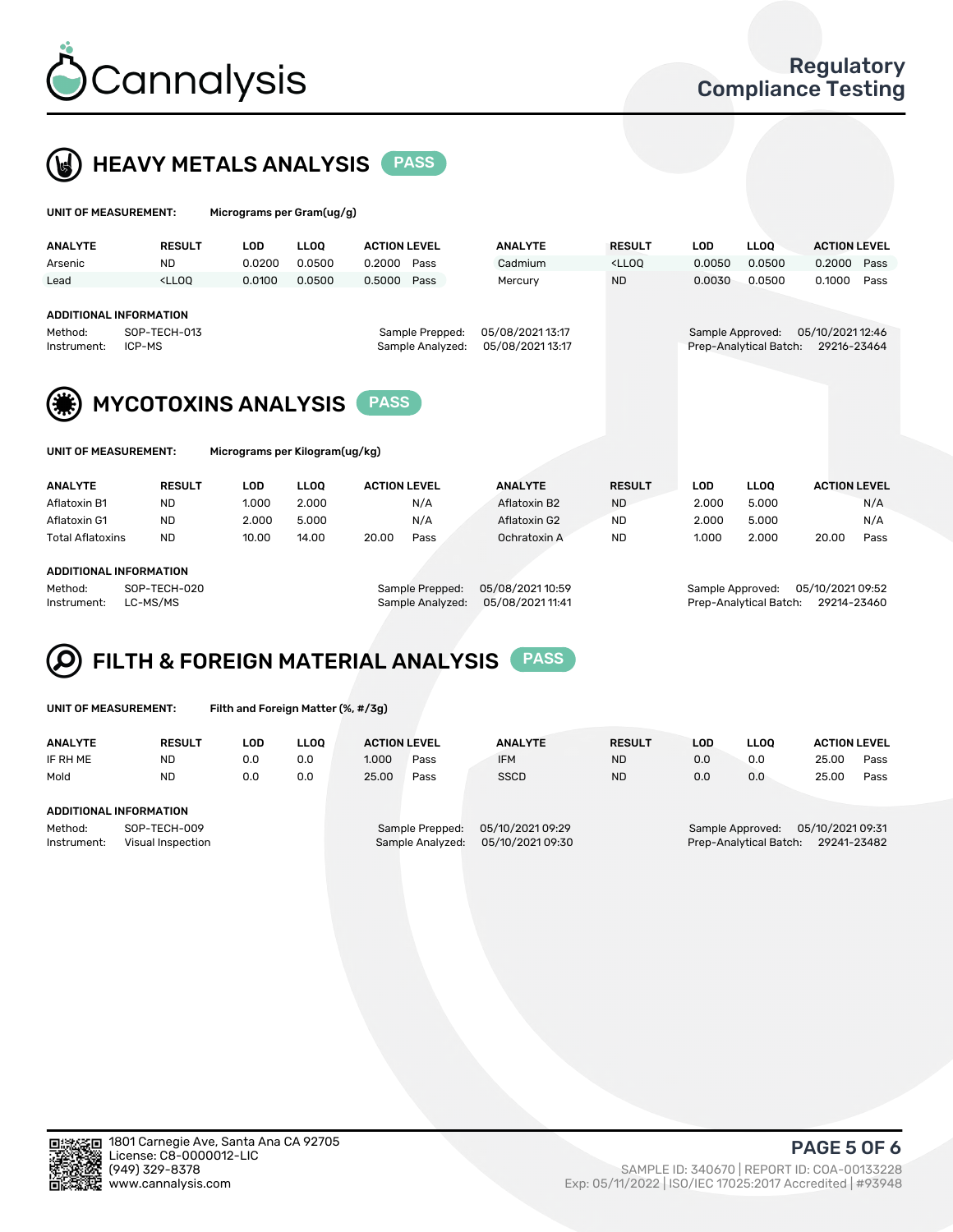# Cannalysis

**Regulatory Compliance Testing**

## HEAVY METALS ANALYSIS — PASS

**UNIT OF MEASUREMENT:** Micrograms per Gram(ug/g)

| ANALYTE | RESULT | LOD | LLOQ | ACTION LEVEL | | ANALYTE | RESULT | LOD | LLOQ | ACTION LEVEL | |
|---|---|---|---|---|---|---|---|---|---|---|---|
| Arsenic | ND | 0.0200 | 0.0500 | 0.2000 | Pass | Cadmium | <LLOQ | 0.0050 | 0.0500 | 0.2000 | Pass |
| Lead | <LLOQ | 0.0100 | 0.0500 | 0.5000 | Pass | Mercury | ND | 0.0030 | 0.0500 | 0.1000 | Pass |

**ADDITIONAL INFORMATION**

Method: SOP-TECH-013
Instrument: ICP-MS
Sample Prepped: 05/08/2021 13:17
Sample Analyzed: 05/08/2021 13:17
Sample Approved: 05/10/2021 12:46
Prep-Analytical Batch: 29216-23464

## MYCOTOXINS ANALYSIS — PASS

**UNIT OF MEASUREMENT:** Micrograms per Kilogram(ug/kg)

| ANALYTE | RESULT | LOD | LLOQ | ACTION LEVEL | | ANALYTE | RESULT | LOD | LLOQ | ACTION LEVEL | |
|---|---|---|---|---|---|---|---|---|---|---|---|
| Aflatoxin B1 | ND | 1.000 | 2.000 | | N/A | Aflatoxin B2 | ND | 2.000 | 5.000 | | N/A |
| Aflatoxin G1 | ND | 2.000 | 5.000 | | N/A | Aflatoxin G2 | ND | 2.000 | 5.000 | | N/A |
| Total Aflatoxins | ND | 10.00 | 14.00 | 20.00 | Pass | Ochratoxin A | ND | 1.000 | 2.000 | 20.00 | Pass |

**ADDITIONAL INFORMATION**

Method: SOP-TECH-020
Instrument: LC-MS/MS
Sample Prepped: 05/08/2021 10:59
Sample Analyzed: 05/08/2021 11:41
Sample Approved: 05/10/2021 09:52
Prep-Analytical Batch: 29214-23460

## FILTH & FOREIGN MATERIAL ANALYSIS — PASS

**UNIT OF MEASUREMENT:** Filth and Foreign Matter (%, #/3g)

| ANALYTE | RESULT | LOD | LLOQ | ACTION LEVEL | | ANALYTE | RESULT | LOD | LLOQ | ACTION LEVEL | |
|---|---|---|---|---|---|---|---|---|---|---|---|
| IF RH ME | ND | 0.0 | 0.0 | 1.000 | Pass | IFM | ND | 0.0 | 0.0 | 25.00 | Pass |
| Mold | ND | 0.0 | 0.0 | 25.00 | Pass | SSCD | ND | 0.0 | 0.0 | 25.00 | Pass |

**ADDITIONAL INFORMATION**

Method: SOP-TECH-009
Instrument: Visual Inspection
Sample Prepped: 05/10/2021 09:29
Sample Analyzed: 05/10/2021 09:30
Sample Approved: 05/10/2021 09:31
Prep-Analytical Batch: 29241-23482

1801 Carnegie Ave, Santa Ana CA 92705
License: C8-0000012-LIC
(949) 329-8378
www.cannalysis.com

SAMPLE ID: 340670 | REPORT ID: COA-00133228
Exp: 05/11/2022 | ISO/IEC 17025:2017 Accredited | #93948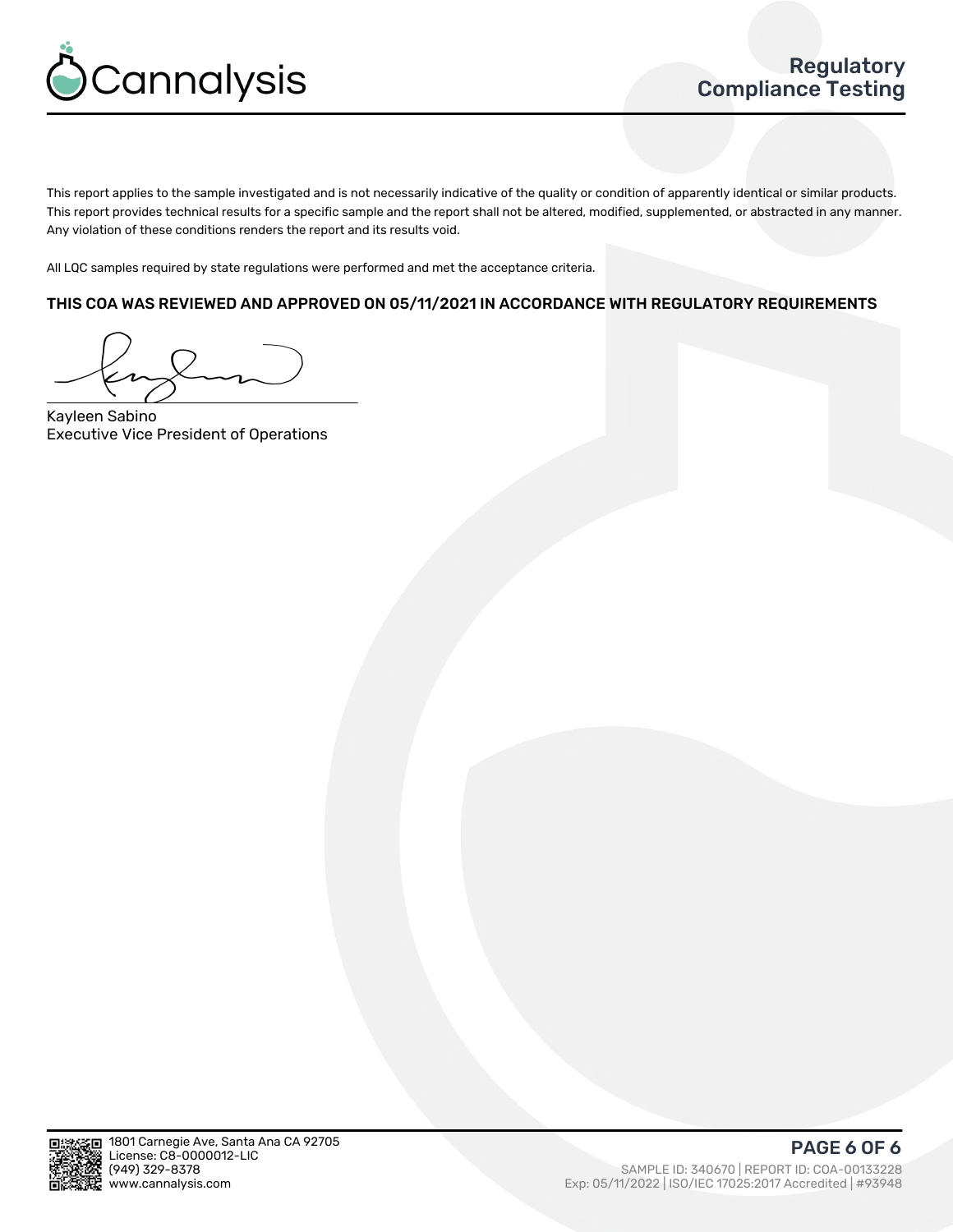This report applies to the sample investigated and is not necessarily indicative of the quality or condition of apparently identical or similar products. This report provides technical results for a specific sample and the report shall not be altered, modified, supplemented, or abstracted in any manner. Any violation of these conditions renders the report and its results void.

All LQC samples required by state regulations were performed and met the acceptance criteria.

**THIS COA WAS REVIEWED AND APPROVED ON 05/11/2021 IN ACCORDANCE WITH REGULATORY REQUIREMENTS**

Kayleen Sabino
Executive Vice President of Operations